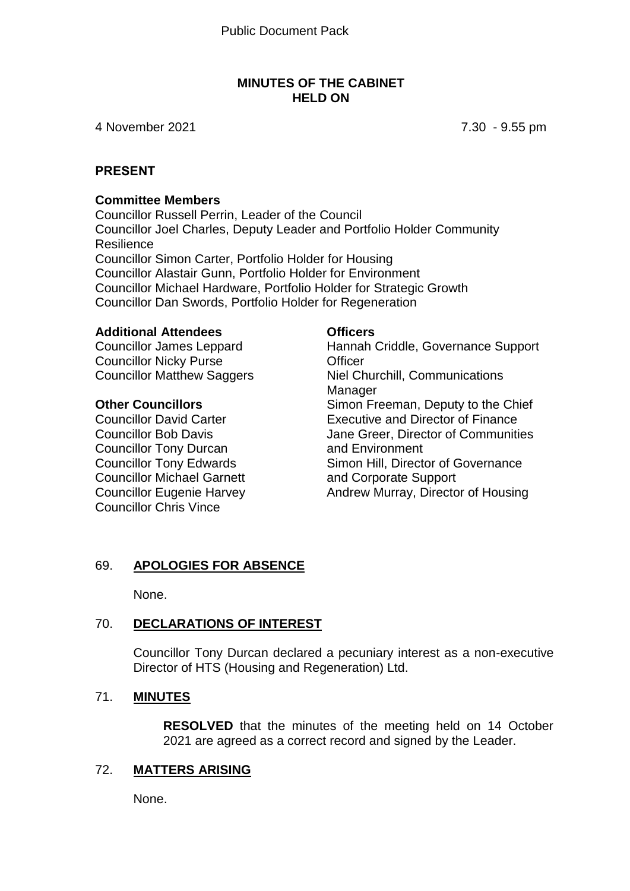Public Document Pack

## MINUTES OF THE CABINET HELD ON

4 November 2021 7.30 - 9.55 pm

### PRESENT

**Committee Members**

Councillor Russell Perrin, Leader of the Council
Councillor Joel Charles, Deputy Leader and Portfolio Holder Community Resilience
Councillor Simon Carter, Portfolio Holder for Housing
Councillor Alastair Gunn, Portfolio Holder for Environment
Councillor Michael Hardware, Portfolio Holder for Strategic Growth
Councillor Dan Swords, Portfolio Holder for Regeneration

**Additional Attendees**

Councillor James Leppard
Councillor Nicky Purse
Councillor Matthew Saggers

**Other Councillors**

Councillor David Carter
Councillor Bob Davis
Councillor Tony Durcan
Councillor Tony Edwards
Councillor Michael Garnett
Councillor Eugenie Harvey
Councillor Chris Vince

**Officers**

Hannah Criddle, Governance Support Officer
Niel Churchill, Communications Manager
Simon Freeman, Deputy to the Chief Executive and Director of Finance
Jane Greer, Director of Communities and Environment
Simon Hill, Director of Governance and Corporate Support
Andrew Murray, Director of Housing

### 69. APOLOGIES FOR ABSENCE

None.

### 70. DECLARATIONS OF INTEREST

Councillor Tony Durcan declared a pecuniary interest as a non-executive Director of HTS (Housing and Regeneration) Ltd.

### 71. MINUTES

**RESOLVED** that the minutes of the meeting held on 14 October 2021 are agreed as a correct record and signed by the Leader.

### 72. MATTERS ARISING

None.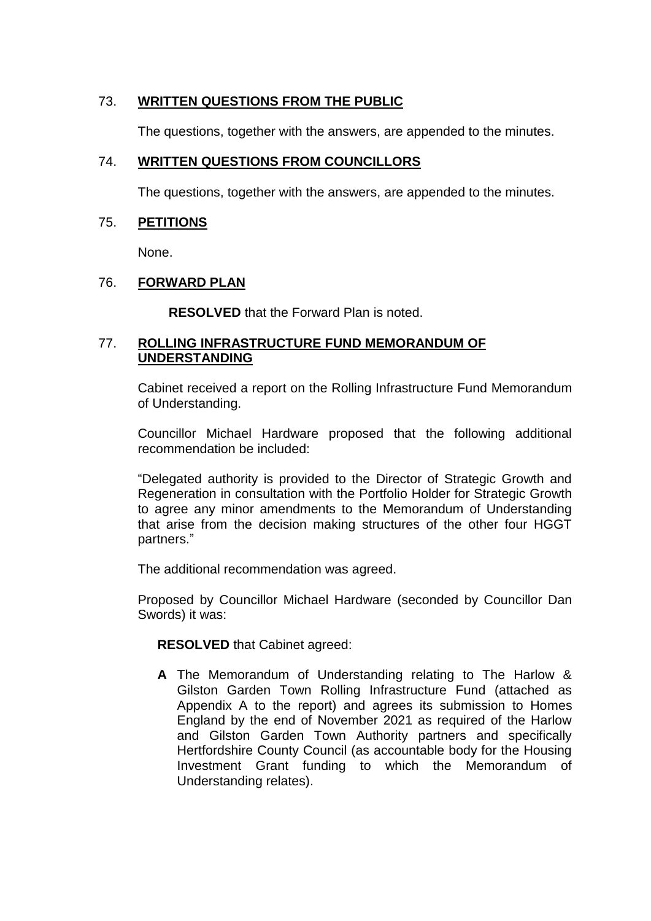## 73. WRITTEN QUESTIONS FROM THE PUBLIC

The questions, together with the answers, are appended to the minutes.

## 74. WRITTEN QUESTIONS FROM COUNCILLORS

The questions, together with the answers, are appended to the minutes.

## 75. PETITIONS

None.

## 76. FORWARD PLAN

**RESOLVED** that the Forward Plan is noted.

## 77. ROLLING INFRASTRUCTURE FUND MEMORANDUM OF UNDERSTANDING

Cabinet received a report on the Rolling Infrastructure Fund Memorandum of Understanding.

Councillor Michael Hardware proposed that the following additional recommendation be included:

"Delegated authority is provided to the Director of Strategic Growth and Regeneration in consultation with the Portfolio Holder for Strategic Growth to agree any minor amendments to the Memorandum of Understanding that arise from the decision making structures of the other four HGGT partners."

The additional recommendation was agreed.

Proposed by Councillor Michael Hardware (seconded by Councillor Dan Swords) it was:

**RESOLVED** that Cabinet agreed:

**A** The Memorandum of Understanding relating to The Harlow & Gilston Garden Town Rolling Infrastructure Fund (attached as Appendix A to the report) and agrees its submission to Homes England by the end of November 2021 as required of the Harlow and Gilston Garden Town Authority partners and specifically Hertfordshire County Council (as accountable body for the Housing Investment Grant funding to which the Memorandum of Understanding relates).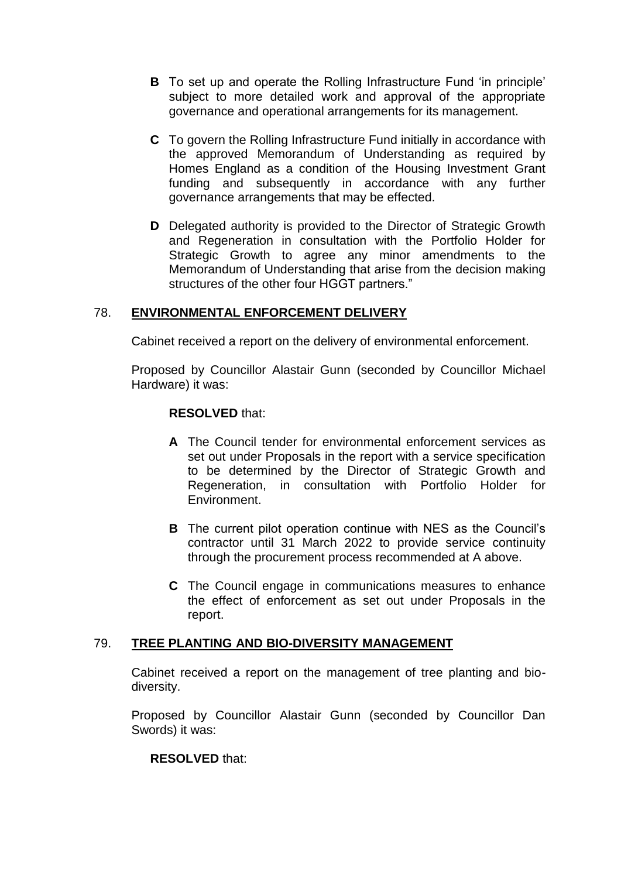**B** To set up and operate the Rolling Infrastructure Fund 'in principle' subject to more detailed work and approval of the appropriate governance and operational arrangements for its management.

**C** To govern the Rolling Infrastructure Fund initially in accordance with the approved Memorandum of Understanding as required by Homes England as a condition of the Housing Investment Grant funding and subsequently in accordance with any further governance arrangements that may be effected.

**D** Delegated authority is provided to the Director of Strategic Growth and Regeneration in consultation with the Portfolio Holder for Strategic Growth to agree any minor amendments to the Memorandum of Understanding that arise from the decision making structures of the other four HGGT partners."

## 78. **ENVIRONMENTAL ENFORCEMENT DELIVERY**

Cabinet received a report on the delivery of environmental enforcement.

Proposed by Councillor Alastair Gunn (seconded by Councillor Michael Hardware) it was:

**RESOLVED** that:

**A** The Council tender for environmental enforcement services as set out under Proposals in the report with a service specification to be determined by the Director of Strategic Growth and Regeneration, in consultation with Portfolio Holder for Environment.

**B** The current pilot operation continue with NES as the Council's contractor until 31 March 2022 to provide service continuity through the procurement process recommended at A above.

**C** The Council engage in communications measures to enhance the effect of enforcement as set out under Proposals in the report.

## 79. **TREE PLANTING AND BIO-DIVERSITY MANAGEMENT**

Cabinet received a report on the management of tree planting and bio-diversity.

Proposed by Councillor Alastair Gunn (seconded by Councillor Dan Swords) it was:

**RESOLVED** that: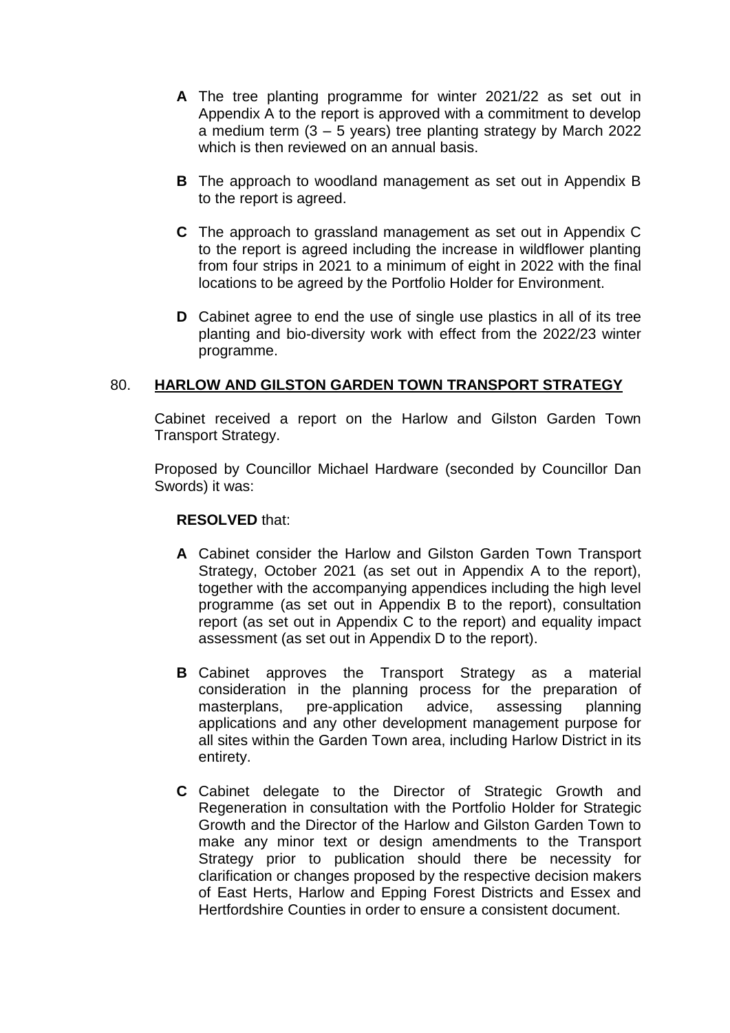**A** The tree planting programme for winter 2021/22 as set out in Appendix A to the report is approved with a commitment to develop a medium term (3 – 5 years) tree planting strategy by March 2022 which is then reviewed on an annual basis.

**B** The approach to woodland management as set out in Appendix B to the report is agreed.

**C** The approach to grassland management as set out in Appendix C to the report is agreed including the increase in wildflower planting from four strips in 2021 to a minimum of eight in 2022 with the final locations to be agreed by the Portfolio Holder for Environment.

**D** Cabinet agree to end the use of single use plastics in all of its tree planting and bio-diversity work with effect from the 2022/23 winter programme.

## 80. HARLOW AND GILSTON GARDEN TOWN TRANSPORT STRATEGY

Cabinet received a report on the Harlow and Gilston Garden Town Transport Strategy.

Proposed by Councillor Michael Hardware (seconded by Councillor Dan Swords) it was:

**RESOLVED** that:

**A** Cabinet consider the Harlow and Gilston Garden Town Transport Strategy, October 2021 (as set out in Appendix A to the report), together with the accompanying appendices including the high level programme (as set out in Appendix B to the report), consultation report (as set out in Appendix C to the report) and equality impact assessment (as set out in Appendix D to the report).

**B** Cabinet approves the Transport Strategy as a material consideration in the planning process for the preparation of masterplans, pre-application advice, assessing planning applications and any other development management purpose for all sites within the Garden Town area, including Harlow District in its entirety.

**C** Cabinet delegate to the Director of Strategic Growth and Regeneration in consultation with the Portfolio Holder for Strategic Growth and the Director of the Harlow and Gilston Garden Town to make any minor text or design amendments to the Transport Strategy prior to publication should there be necessity for clarification or changes proposed by the respective decision makers of East Herts, Harlow and Epping Forest Districts and Essex and Hertfordshire Counties in order to ensure a consistent document.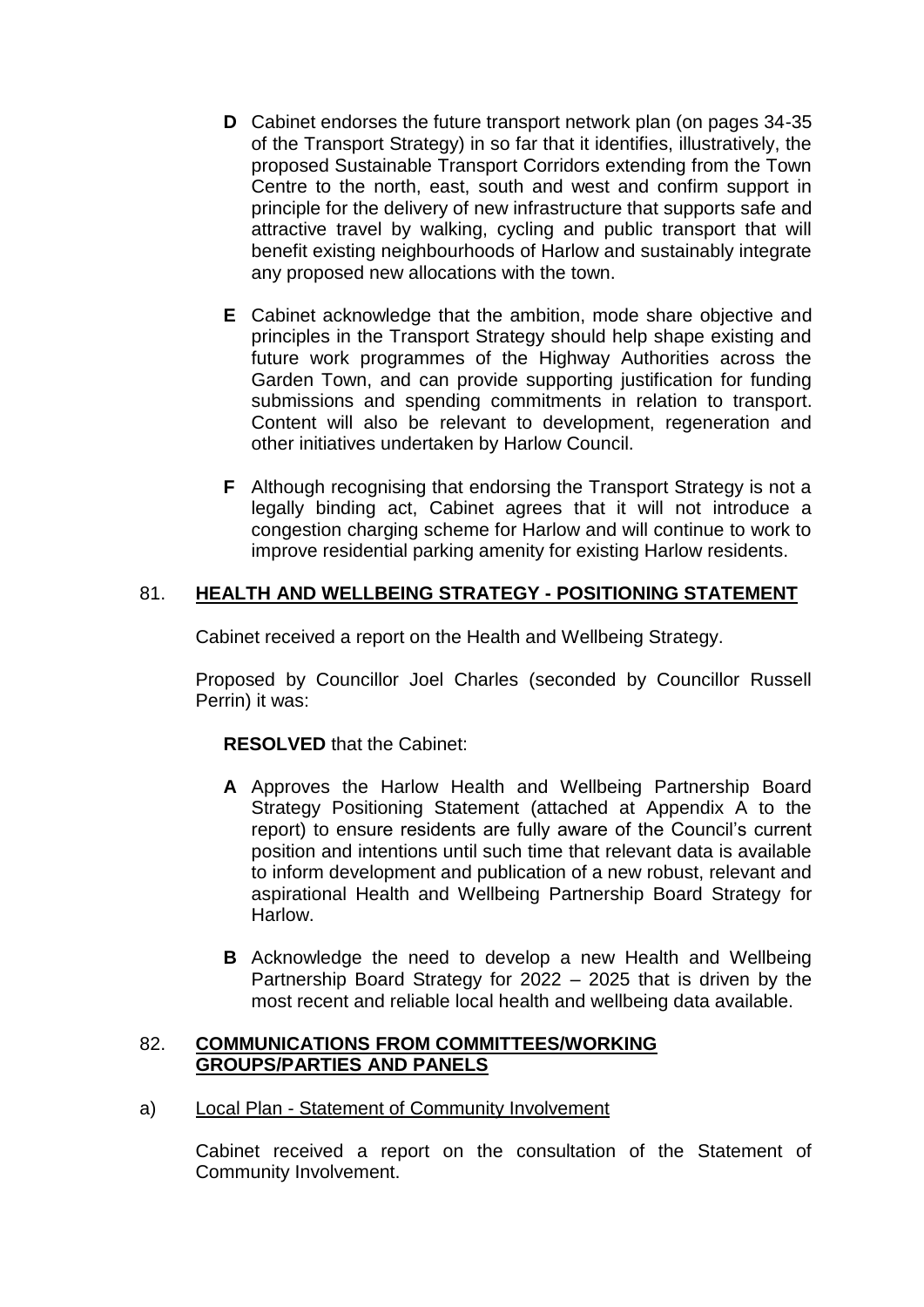**D** Cabinet endorses the future transport network plan (on pages 34-35 of the Transport Strategy) in so far that it identifies, illustratively, the proposed Sustainable Transport Corridors extending from the Town Centre to the north, east, south and west and confirm support in principle for the delivery of new infrastructure that supports safe and attractive travel by walking, cycling and public transport that will benefit existing neighbourhoods of Harlow and sustainably integrate any proposed new allocations with the town.

**E** Cabinet acknowledge that the ambition, mode share objective and principles in the Transport Strategy should help shape existing and future work programmes of the Highway Authorities across the Garden Town, and can provide supporting justification for funding submissions and spending commitments in relation to transport. Content will also be relevant to development, regeneration and other initiatives undertaken by Harlow Council.

**F** Although recognising that endorsing the Transport Strategy is not a legally binding act, Cabinet agrees that it will not introduce a congestion charging scheme for Harlow and will continue to work to improve residential parking amenity for existing Harlow residents.

## 81. **HEALTH AND WELLBEING STRATEGY - POSITIONING STATEMENT**

Cabinet received a report on the Health and Wellbeing Strategy.

Proposed by Councillor Joel Charles (seconded by Councillor Russell Perrin) it was:

**RESOLVED** that the Cabinet:

**A** Approves the Harlow Health and Wellbeing Partnership Board Strategy Positioning Statement (attached at Appendix A to the report) to ensure residents are fully aware of the Council's current position and intentions until such time that relevant data is available to inform development and publication of a new robust, relevant and aspirational Health and Wellbeing Partnership Board Strategy for Harlow.

**B** Acknowledge the need to develop a new Health and Wellbeing Partnership Board Strategy for 2022 – 2025 that is driven by the most recent and reliable local health and wellbeing data available.

## 82. **COMMUNICATIONS FROM COMMITTEES/WORKING GROUPS/PARTIES AND PANELS**

a) Local Plan - Statement of Community Involvement

Cabinet received a report on the consultation of the Statement of Community Involvement.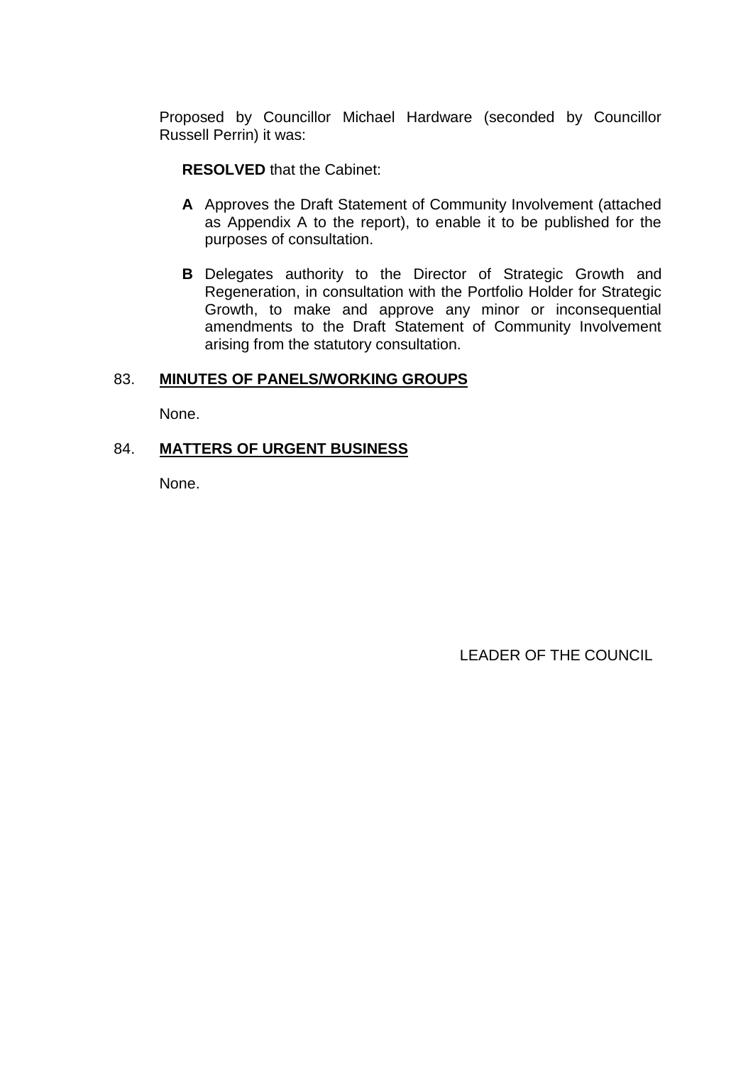Proposed by Councillor Michael Hardware (seconded by Councillor Russell Perrin) it was:

**RESOLVED** that the Cabinet:

**A** Approves the Draft Statement of Community Involvement (attached as Appendix A to the report), to enable it to be published for the purposes of consultation.

**B** Delegates authority to the Director of Strategic Growth and Regeneration, in consultation with the Portfolio Holder for Strategic Growth, to make and approve any minor or inconsequential amendments to the Draft Statement of Community Involvement arising from the statutory consultation.

## 83. **MINUTES OF PANELS/WORKING GROUPS**

None.

## 84. **MATTERS OF URGENT BUSINESS**

None.

LEADER OF THE COUNCIL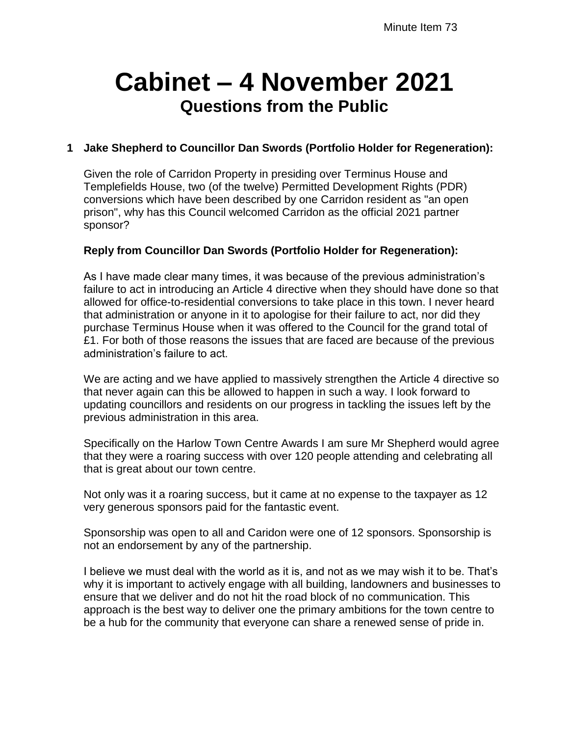Minute Item 73

# Cabinet – 4 November 2021

## Questions from the Public

**1 Jake Shepherd to Councillor Dan Swords (Portfolio Holder for Regeneration):**

Given the role of Carridon Property in presiding over Terminus House and Templefields House, two (of the twelve) Permitted Development Rights (PDR) conversions which have been described by one Carridon resident as "an open prison", why has this Council welcomed Carridon as the official 2021 partner sponsor?

**Reply from Councillor Dan Swords (Portfolio Holder for Regeneration):**

As I have made clear many times, it was because of the previous administration's failure to act in introducing an Article 4 directive when they should have done so that allowed for office-to-residential conversions to take place in this town. I never heard that administration or anyone in it to apologise for their failure to act, nor did they purchase Terminus House when it was offered to the Council for the grand total of £1. For both of those reasons the issues that are faced are because of the previous administration's failure to act.

We are acting and we have applied to massively strengthen the Article 4 directive so that never again can this be allowed to happen in such a way. I look forward to updating councillors and residents on our progress in tackling the issues left by the previous administration in this area.

Specifically on the Harlow Town Centre Awards I am sure Mr Shepherd would agree that they were a roaring success with over 120 people attending and celebrating all that is great about our town centre.

Not only was it a roaring success, but it came at no expense to the taxpayer as 12 very generous sponsors paid for the fantastic event.

Sponsorship was open to all and Caridon were one of 12 sponsors. Sponsorship is not an endorsement by any of the partnership.

I believe we must deal with the world as it is, and not as we may wish it to be. That's why it is important to actively engage with all building, landowners and businesses to ensure that we deliver and do not hit the road block of no communication. This approach is the best way to deliver one the primary ambitions for the town centre to be a hub for the community that everyone can share a renewed sense of pride in.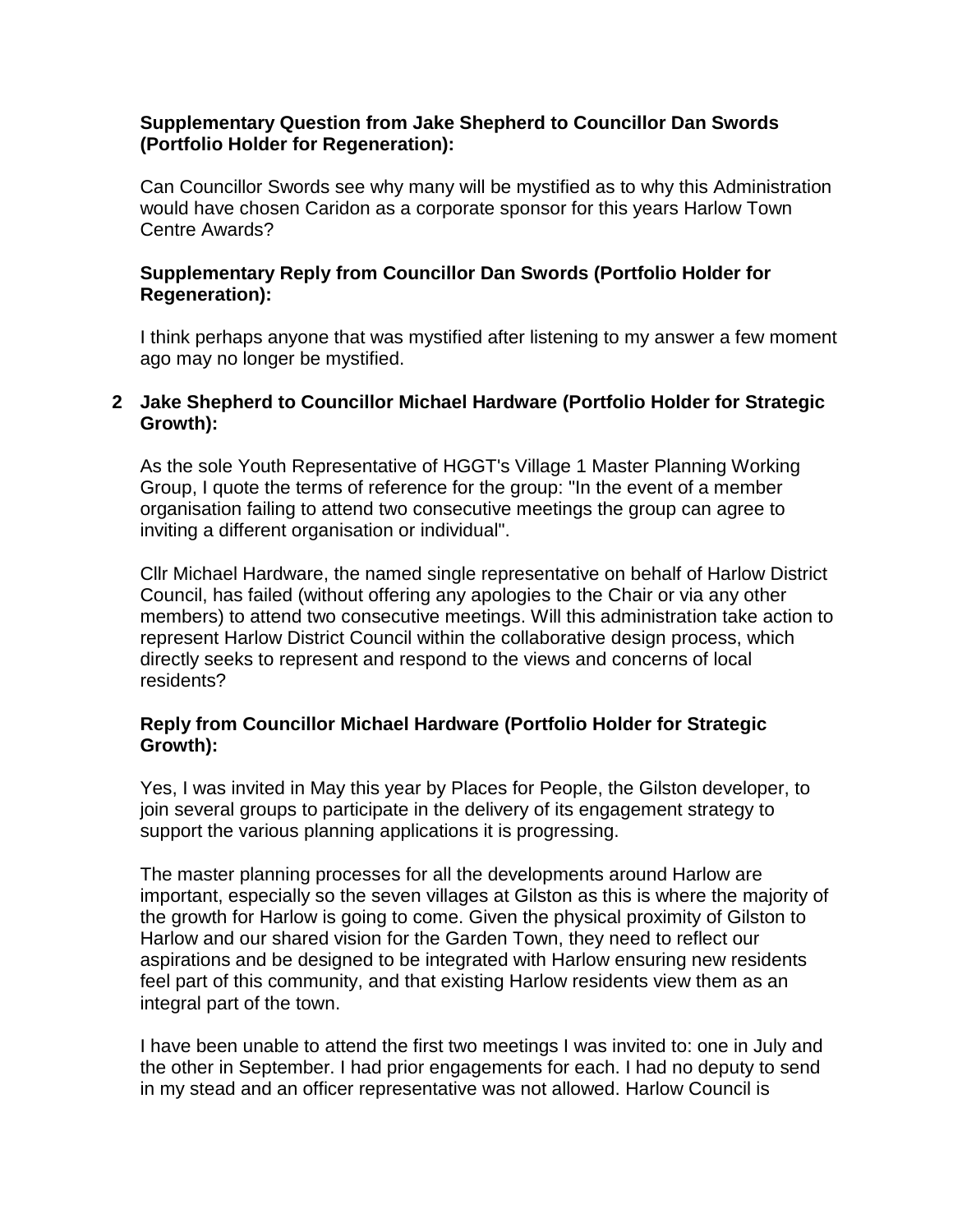**Supplementary Question from Jake Shepherd to Councillor Dan Swords (Portfolio Holder for Regeneration):**

Can Councillor Swords see why many will be mystified as to why this Administration would have chosen Caridon as a corporate sponsor for this years Harlow Town Centre Awards?

**Supplementary Reply from Councillor Dan Swords (Portfolio Holder for Regeneration):**

I think perhaps anyone that was mystified after listening to my answer a few moment ago may no longer be mystified.

**2 Jake Shepherd to Councillor Michael Hardware (Portfolio Holder for Strategic Growth):**

As the sole Youth Representative of HGGT's Village 1 Master Planning Working Group, I quote the terms of reference for the group: "In the event of a member organisation failing to attend two consecutive meetings the group can agree to inviting a different organisation or individual".

Cllr Michael Hardware, the named single representative on behalf of Harlow District Council, has failed (without offering any apologies to the Chair or via any other members) to attend two consecutive meetings. Will this administration take action to represent Harlow District Council within the collaborative design process, which directly seeks to represent and respond to the views and concerns of local residents?

**Reply from Councillor Michael Hardware (Portfolio Holder for Strategic Growth):**

Yes, I was invited in May this year by Places for People, the Gilston developer, to join several groups to participate in the delivery of its engagement strategy to support the various planning applications it is progressing.

The master planning processes for all the developments around Harlow are important, especially so the seven villages at Gilston as this is where the majority of the growth for Harlow is going to come. Given the physical proximity of Gilston to Harlow and our shared vision for the Garden Town, they need to reflect our aspirations and be designed to be integrated with Harlow ensuring new residents feel part of this community, and that existing Harlow residents view them as an integral part of the town.

I have been unable to attend the first two meetings I was invited to: one in July and the other in September. I had prior engagements for each. I had no deputy to send in my stead and an officer representative was not allowed. Harlow Council is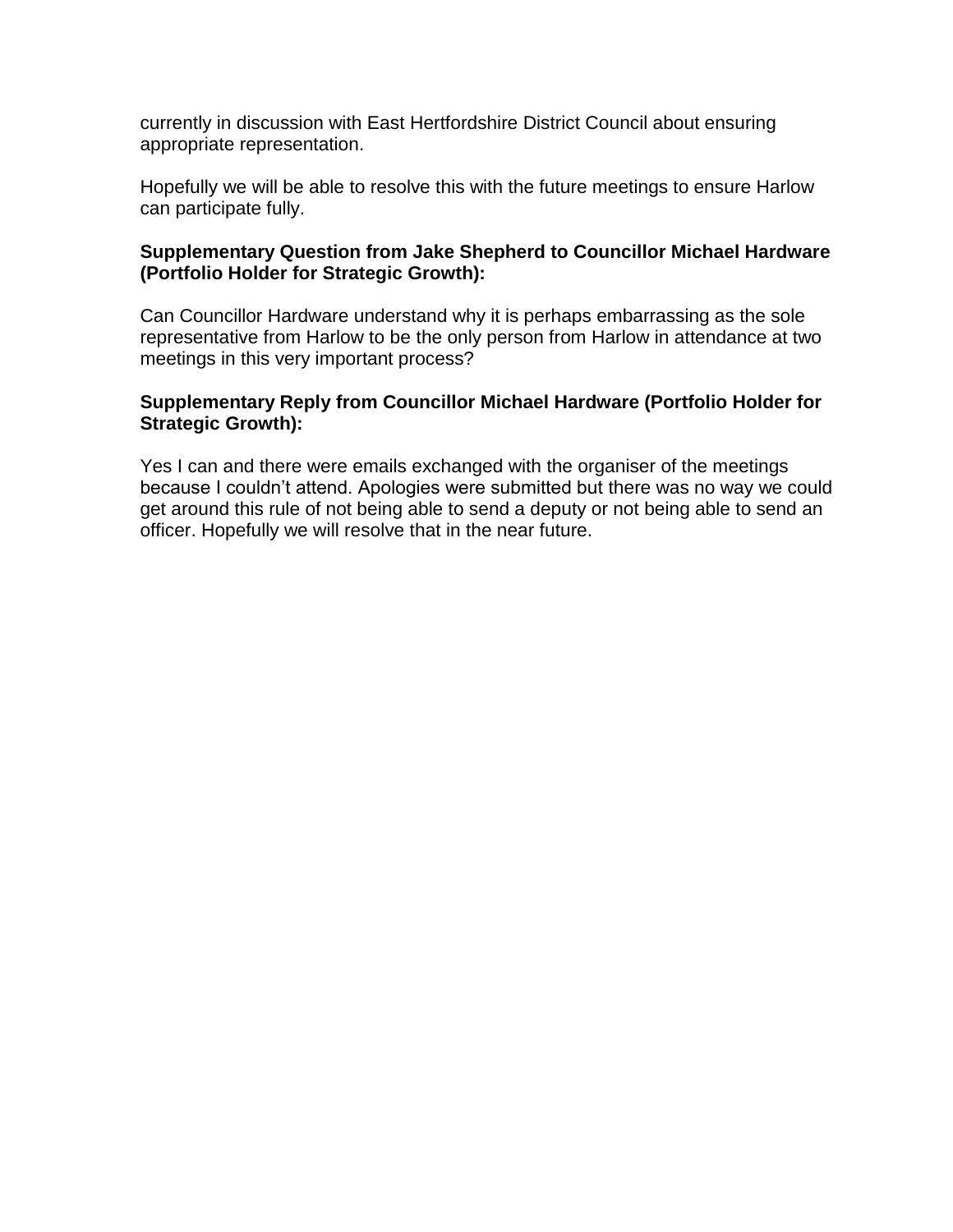currently in discussion with East Hertfordshire District Council about ensuring appropriate representation.

Hopefully we will be able to resolve this with the future meetings to ensure Harlow can participate fully.

**Supplementary Question from Jake Shepherd to Councillor Michael Hardware (Portfolio Holder for Strategic Growth):**

Can Councillor Hardware understand why it is perhaps embarrassing as the sole representative from Harlow to be the only person from Harlow in attendance at two meetings in this very important process?

**Supplementary Reply from Councillor Michael Hardware (Portfolio Holder for Strategic Growth):**

Yes I can and there were emails exchanged with the organiser of the meetings because I couldn't attend. Apologies were submitted but there was no way we could get around this rule of not being able to send a deputy or not being able to send an officer. Hopefully we will resolve that in the near future.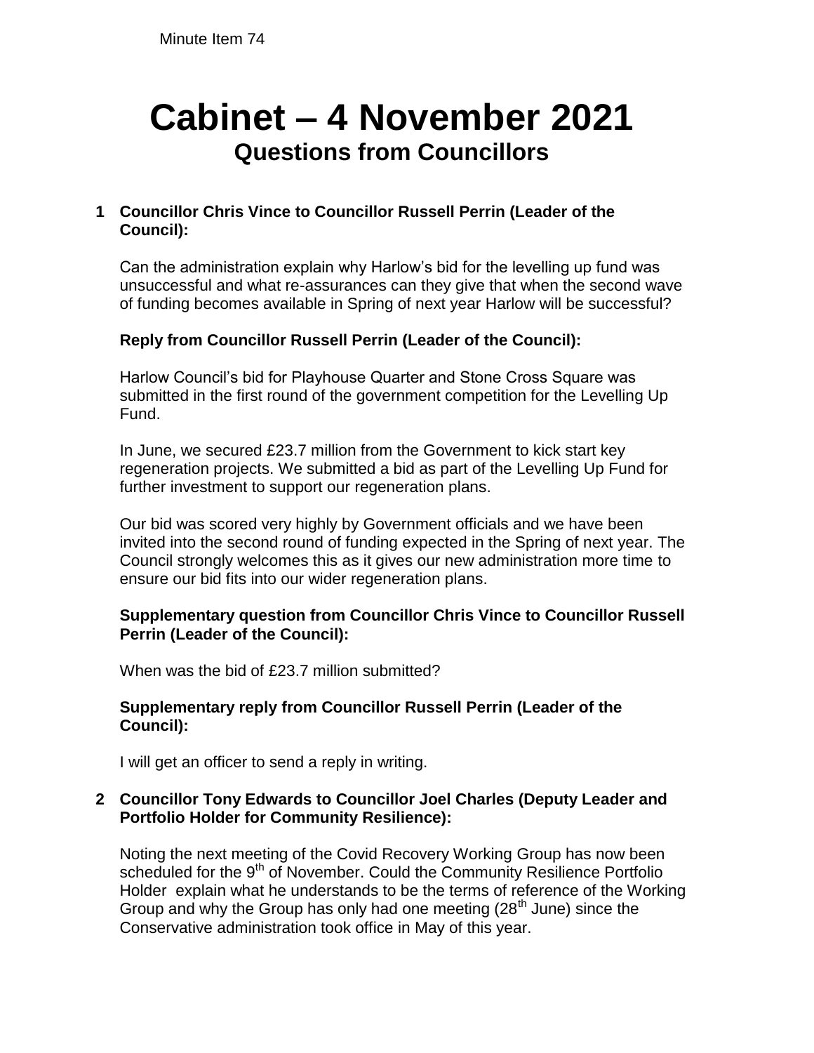Minute Item 74

# Cabinet – 4 November 2021

## Questions from Councillors

**1 Councillor Chris Vince to Councillor Russell Perrin (Leader of the Council):**

Can the administration explain why Harlow's bid for the levelling up fund was unsuccessful and what re-assurances can they give that when the second wave of funding becomes available in Spring of next year Harlow will be successful?

**Reply from Councillor Russell Perrin (Leader of the Council):**

Harlow Council's bid for Playhouse Quarter and Stone Cross Square was submitted in the first round of the government competition for the Levelling Up Fund.

In June, we secured £23.7 million from the Government to kick start key regeneration projects. We submitted a bid as part of the Levelling Up Fund for further investment to support our regeneration plans.

Our bid was scored very highly by Government officials and we have been invited into the second round of funding expected in the Spring of next year. The Council strongly welcomes this as it gives our new administration more time to ensure our bid fits into our wider regeneration plans.

**Supplementary question from Councillor Chris Vince to Councillor Russell Perrin (Leader of the Council):**

When was the bid of £23.7 million submitted?

**Supplementary reply from Councillor Russell Perrin (Leader of the Council):**

I will get an officer to send a reply in writing.

**2 Councillor Tony Edwards to Councillor Joel Charles (Deputy Leader and Portfolio Holder for Community Resilience):**

Noting the next meeting of the Covid Recovery Working Group has now been scheduled for the 9th of November. Could the Community Resilience Portfolio Holder explain what he understands to be the terms of reference of the Working Group and why the Group has only had one meeting (28th June) since the Conservative administration took office in May of this year.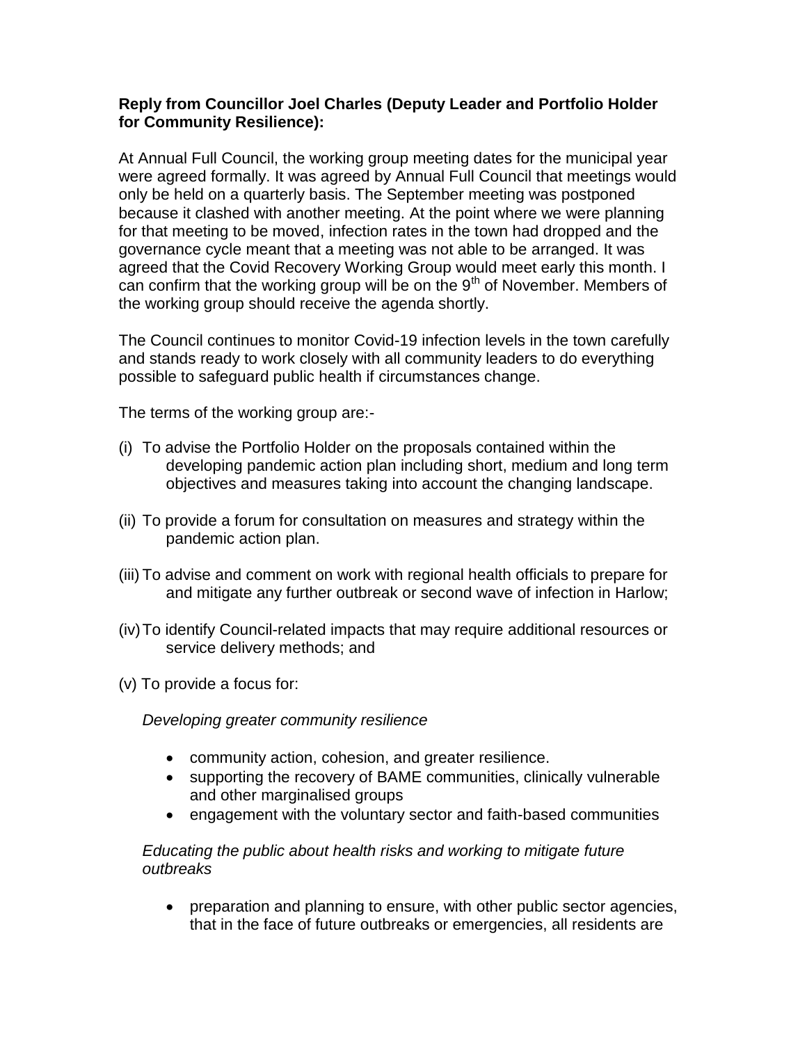**Reply from Councillor Joel Charles (Deputy Leader and Portfolio Holder for Community Resilience):**

At Annual Full Council, the working group meeting dates for the municipal year were agreed formally. It was agreed by Annual Full Council that meetings would only be held on a quarterly basis. The September meeting was postponed because it clashed with another meeting. At the point where we were planning for that meeting to be moved, infection rates in the town had dropped and the governance cycle meant that a meeting was not able to be arranged. It was agreed that the Covid Recovery Working Group would meet early this month. I can confirm that the working group will be on the 9th of November. Members of the working group should receive the agenda shortly.

The Council continues to monitor Covid-19 infection levels in the town carefully and stands ready to work closely with all community leaders to do everything possible to safeguard public health if circumstances change.

The terms of the working group are:-

(i) To advise the Portfolio Holder on the proposals contained within the developing pandemic action plan including short, medium and long term objectives and measures taking into account the changing landscape.

(ii) To provide a forum for consultation on measures and strategy within the pandemic action plan.

(iii) To advise and comment on work with regional health officials to prepare for and mitigate any further outbreak or second wave of infection in Harlow;

(iv) To identify Council-related impacts that may require additional resources or service delivery methods; and

(v) To provide a focus for:

*Developing greater community resilience*

- community action, cohesion, and greater resilience.
- supporting the recovery of BAME communities, clinically vulnerable and other marginalised groups
- engagement with the voluntary sector and faith-based communities

*Educating the public about health risks and working to mitigate future outbreaks*

- preparation and planning to ensure, with other public sector agencies, that in the face of future outbreaks or emergencies, all residents are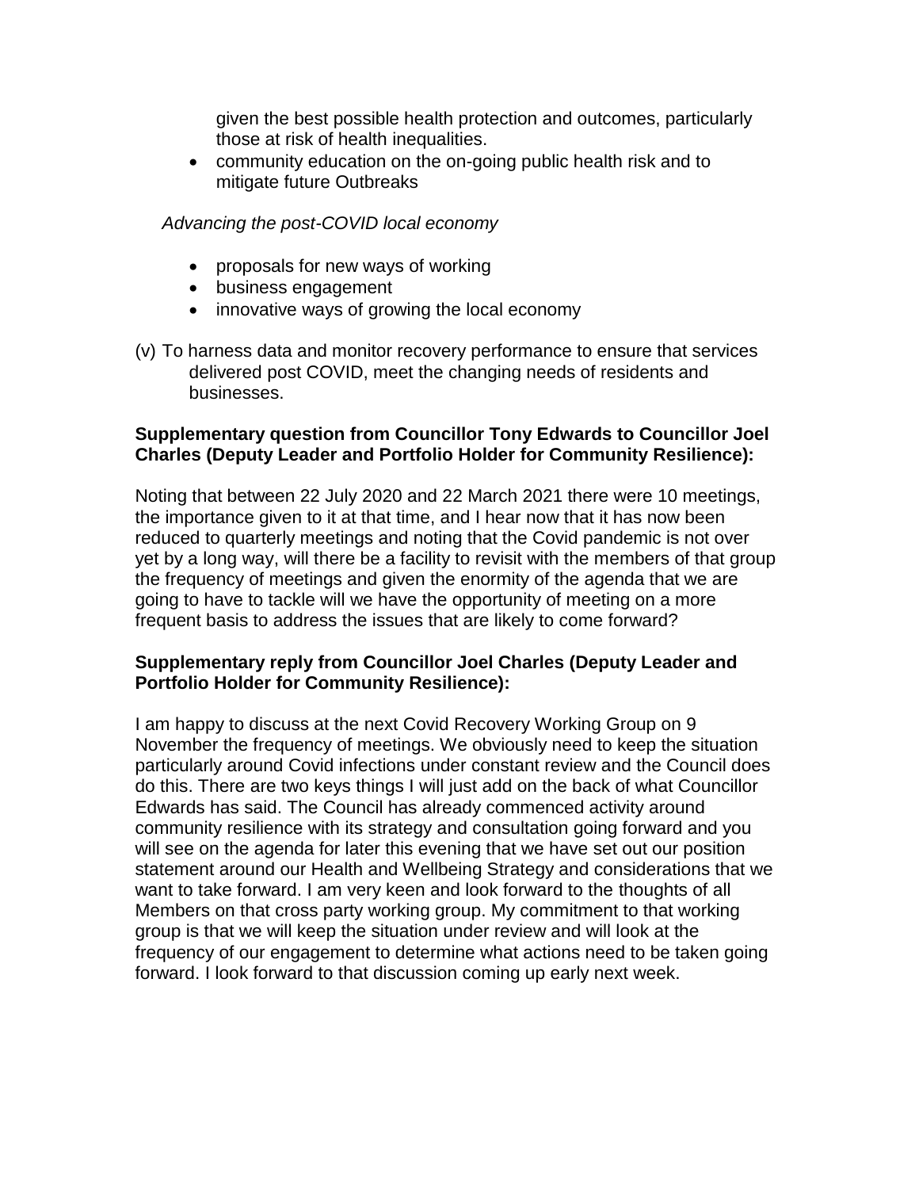given the best possible health protection and outcomes, particularly those at risk of health inequalities.

- community education on the on-going public health risk and to mitigate future Outbreaks

*Advancing the post-COVID local economy*

- proposals for new ways of working
- business engagement
- innovative ways of growing the local economy

(v) To harness data and monitor recovery performance to ensure that services delivered post COVID, meet the changing needs of residents and businesses.

**Supplementary question from Councillor Tony Edwards to Councillor Joel Charles (Deputy Leader and Portfolio Holder for Community Resilience):**

Noting that between 22 July 2020 and 22 March 2021 there were 10 meetings, the importance given to it at that time, and I hear now that it has now been reduced to quarterly meetings and noting that the Covid pandemic is not over yet by a long way, will there be a facility to revisit with the members of that group the frequency of meetings and given the enormity of the agenda that we are going to have to tackle will we have the opportunity of meeting on a more frequent basis to address the issues that are likely to come forward?

**Supplementary reply from Councillor Joel Charles (Deputy Leader and Portfolio Holder for Community Resilience):**

I am happy to discuss at the next Covid Recovery Working Group on 9 November the frequency of meetings. We obviously need to keep the situation particularly around Covid infections under constant review and the Council does do this. There are two keys things I will just add on the back of what Councillor Edwards has said. The Council has already commenced activity around community resilience with its strategy and consultation going forward and you will see on the agenda for later this evening that we have set out our position statement around our Health and Wellbeing Strategy and considerations that we want to take forward. I am very keen and look forward to the thoughts of all Members on that cross party working group. My commitment to that working group is that we will keep the situation under review and will look at the frequency of our engagement to determine what actions need to be taken going forward. I look forward to that discussion coming up early next week.